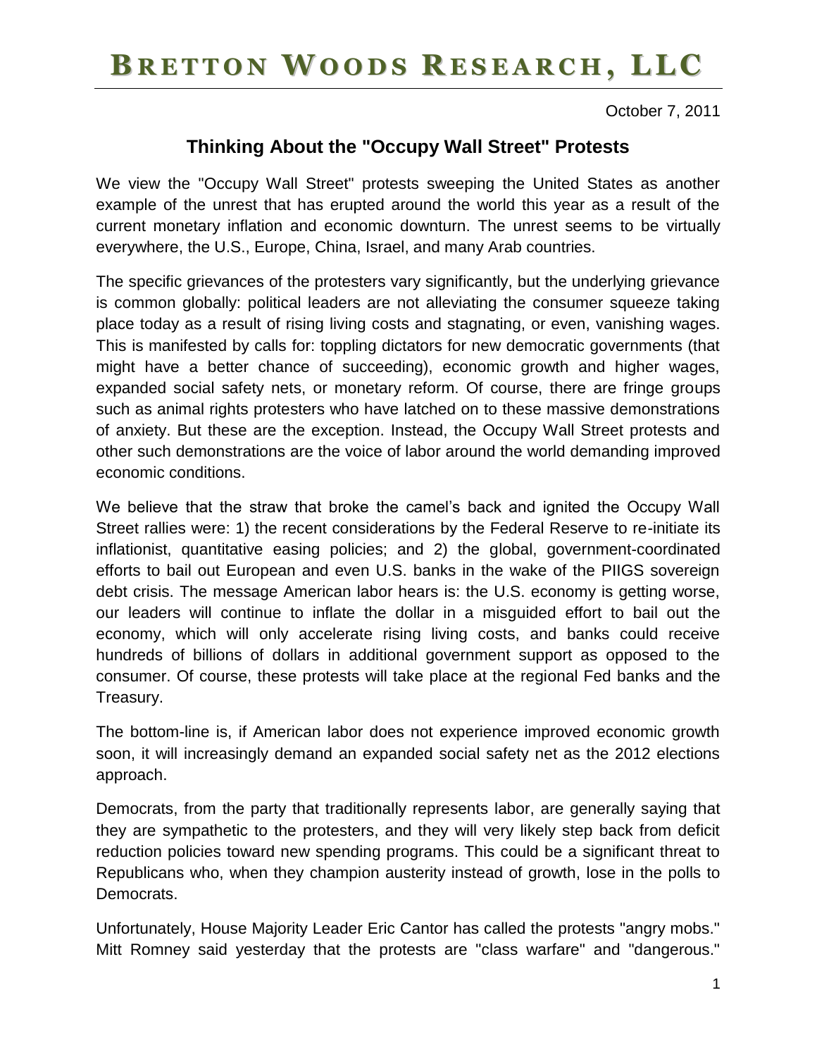# BRETTON WOODS RESEARCH, LLC

October 7, 2011

## Thinking About the "Occupy Wall Street" Protests

We view the "Occupy Wall Street" protests sweeping the United States as another example of the unrest that has erupted around the world this year as a result of the current monetary inflation and economic downturn. The unrest seems to be virtually everywhere, the U.S., Europe, China, Israel, and many Arab countries.

The specific grievances of the protesters vary significantly, but the underlying grievance is common globally: political leaders are not alleviating the consumer squeeze taking place today as a result of rising living costs and stagnating, or even, vanishing wages. This is manifested by calls for: toppling dictators for new democratic governments (that might have a better chance of succeeding), economic growth and higher wages, expanded social safety nets, or monetary reform. Of course, there are fringe groups such as animal rights protesters who have latched on to these massive demonstrations of anxiety. But these are the exception. Instead, the Occupy Wall Street protests and other such demonstrations are the voice of labor around the world demanding improved economic conditions.

We believe that the straw that broke the camel's back and ignited the Occupy Wall Street rallies were: 1) the recent considerations by the Federal Reserve to re-initiate its inflationist, quantitative easing policies; and 2) the global, government-coordinated efforts to bail out European and even U.S. banks in the wake of the PIIGS sovereign debt crisis. The message American labor hears is: the U.S. economy is getting worse, our leaders will continue to inflate the dollar in a misguided effort to bail out the economy, which will only accelerate rising living costs, and banks could receive hundreds of billions of dollars in additional government support as opposed to the consumer. Of course, these protests will take place at the regional Fed banks and the Treasury.

The bottom-line is, if American labor does not experience improved economic growth soon, it will increasingly demand an expanded social safety net as the 2012 elections approach.

Democrats, from the party that traditionally represents labor, are generally saying that they are sympathetic to the protesters, and they will very likely step back from deficit reduction policies toward new spending programs. This could be a significant threat to Republicans who, when they champion austerity instead of growth, lose in the polls to Democrats.

Unfortunately, House Majority Leader Eric Cantor has called the protests "angry mobs." Mitt Romney said yesterday that the protests are "class warfare" and "dangerous."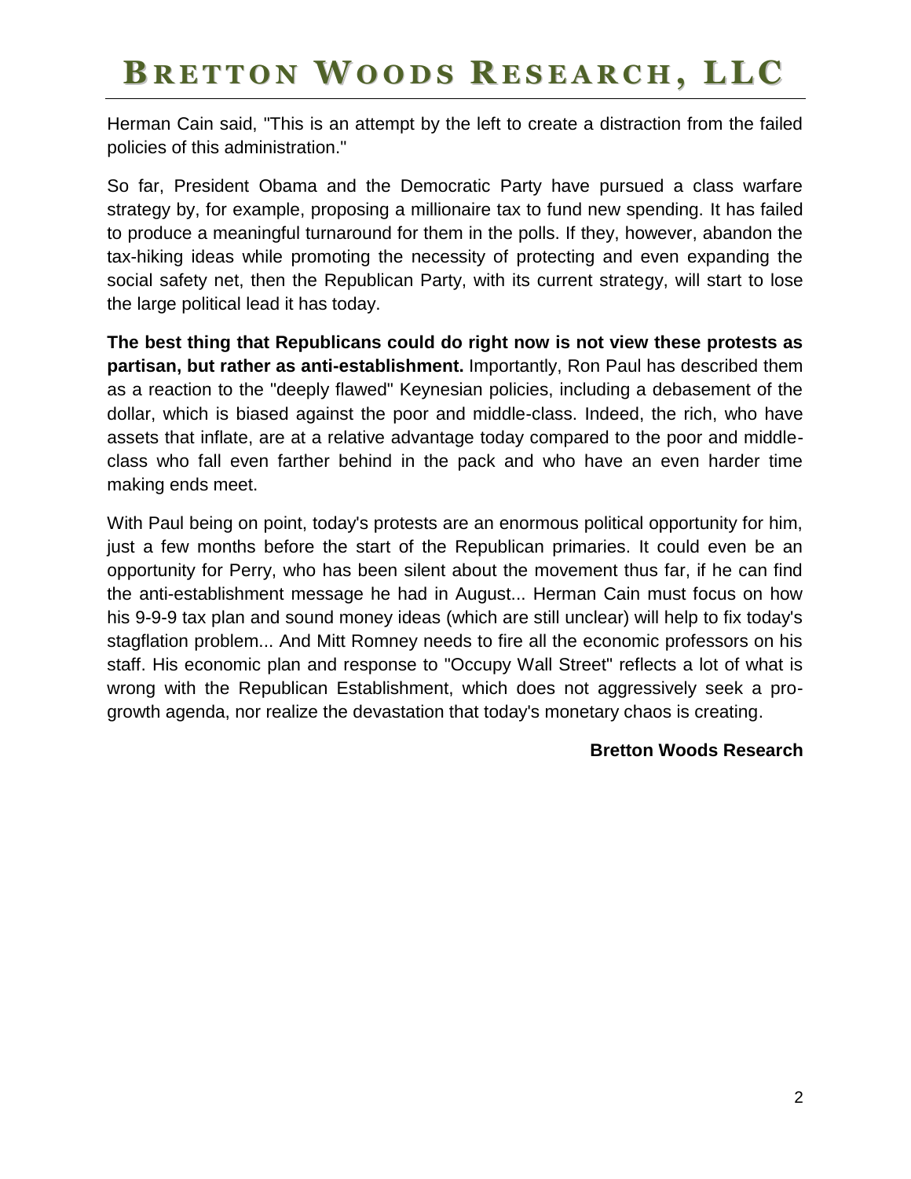Herman Cain said, "This is an attempt by the left to create a distraction from the failed policies of this administration."

So far, President Obama and the Democratic Party have pursued a class warfare strategy by, for example, proposing a millionaire tax to fund new spending. It has failed to produce a meaningful turnaround for them in the polls. If they, however, abandon the tax-hiking ideas while promoting the necessity of protecting and even expanding the social safety net, then the Republican Party, with its current strategy, will start to lose the large political lead it has today.

**The best thing that Republicans could do right now is not view these protests as partisan, but rather as anti-establishment.** Importantly, Ron Paul has described them as a reaction to the "deeply flawed" Keynesian policies, including a debasement of the dollar, which is biased against the poor and middle-class. Indeed, the rich, who have assets that inflate, are at a relative advantage today compared to the poor and middle-class who fall even farther behind in the pack and who have an even harder time making ends meet.

With Paul being on point, today's protests are an enormous political opportunity for him, just a few months before the start of the Republican primaries. It could even be an opportunity for Perry, who has been silent about the movement thus far, if he can find the anti-establishment message he had in August... Herman Cain must focus on how his 9-9-9 tax plan and sound money ideas (which are still unclear) will help to fix today's stagflation problem... And Mitt Romney needs to fire all the economic professors on his staff. His economic plan and response to "Occupy Wall Street" reflects a lot of what is wrong with the Republican Establishment, which does not aggressively seek a pro-growth agenda, nor realize the devastation that today's monetary chaos is creating.

**Bretton Woods Research**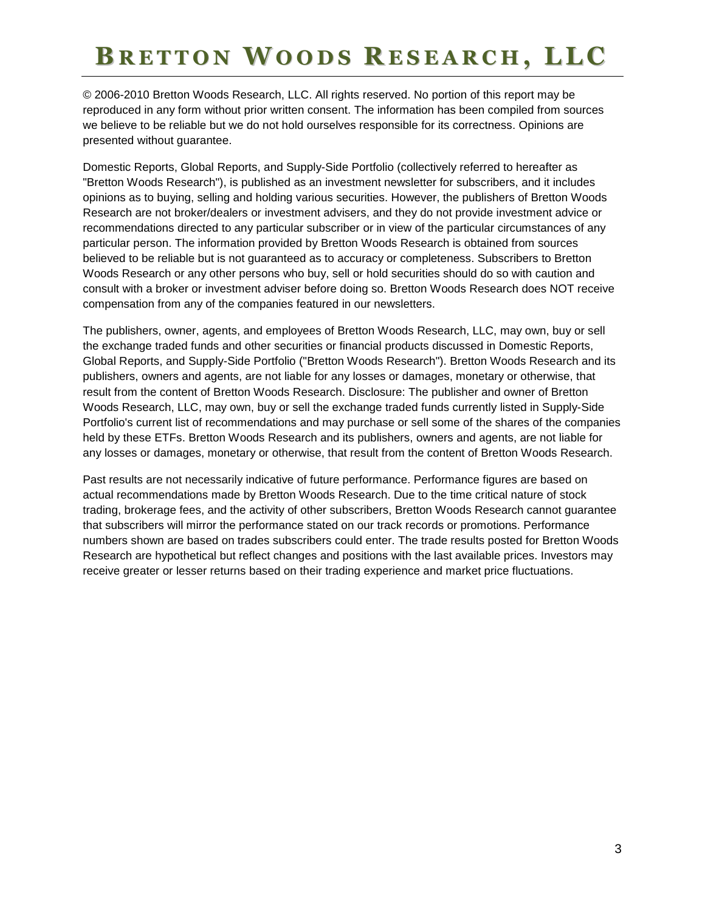# BRETTON WOODS RESEARCH, LLC

© 2006-2010 Bretton Woods Research, LLC. All rights reserved. No portion of this report may be reproduced in any form without prior written consent. The information has been compiled from sources we believe to be reliable but we do not hold ourselves responsible for its correctness. Opinions are presented without guarantee.

Domestic Reports, Global Reports, and Supply-Side Portfolio (collectively referred to hereafter as "Bretton Woods Research"), is published as an investment newsletter for subscribers, and it includes opinions as to buying, selling and holding various securities. However, the publishers of Bretton Woods Research are not broker/dealers or investment advisers, and they do not provide investment advice or recommendations directed to any particular subscriber or in view of the particular circumstances of any particular person. The information provided by Bretton Woods Research is obtained from sources believed to be reliable but is not guaranteed as to accuracy or completeness. Subscribers to Bretton Woods Research or any other persons who buy, sell or hold securities should do so with caution and consult with a broker or investment adviser before doing so. Bretton Woods Research does NOT receive compensation from any of the companies featured in our newsletters.

The publishers, owner, agents, and employees of Bretton Woods Research, LLC, may own, buy or sell the exchange traded funds and other securities or financial products discussed in Domestic Reports, Global Reports, and Supply-Side Portfolio ("Bretton Woods Research"). Bretton Woods Research and its publishers, owners and agents, are not liable for any losses or damages, monetary or otherwise, that result from the content of Bretton Woods Research. Disclosure: The publisher and owner of Bretton Woods Research, LLC, may own, buy or sell the exchange traded funds currently listed in Supply-Side Portfolio's current list of recommendations and may purchase or sell some of the shares of the companies held by these ETFs. Bretton Woods Research and its publishers, owners and agents, are not liable for any losses or damages, monetary or otherwise, that result from the content of Bretton Woods Research.

Past results are not necessarily indicative of future performance. Performance figures are based on actual recommendations made by Bretton Woods Research. Due to the time critical nature of stock trading, brokerage fees, and the activity of other subscribers, Bretton Woods Research cannot guarantee that subscribers will mirror the performance stated on our track records or promotions. Performance numbers shown are based on trades subscribers could enter. The trade results posted for Bretton Woods Research are hypothetical but reflect changes and positions with the last available prices. Investors may receive greater or lesser returns based on their trading experience and market price fluctuations.